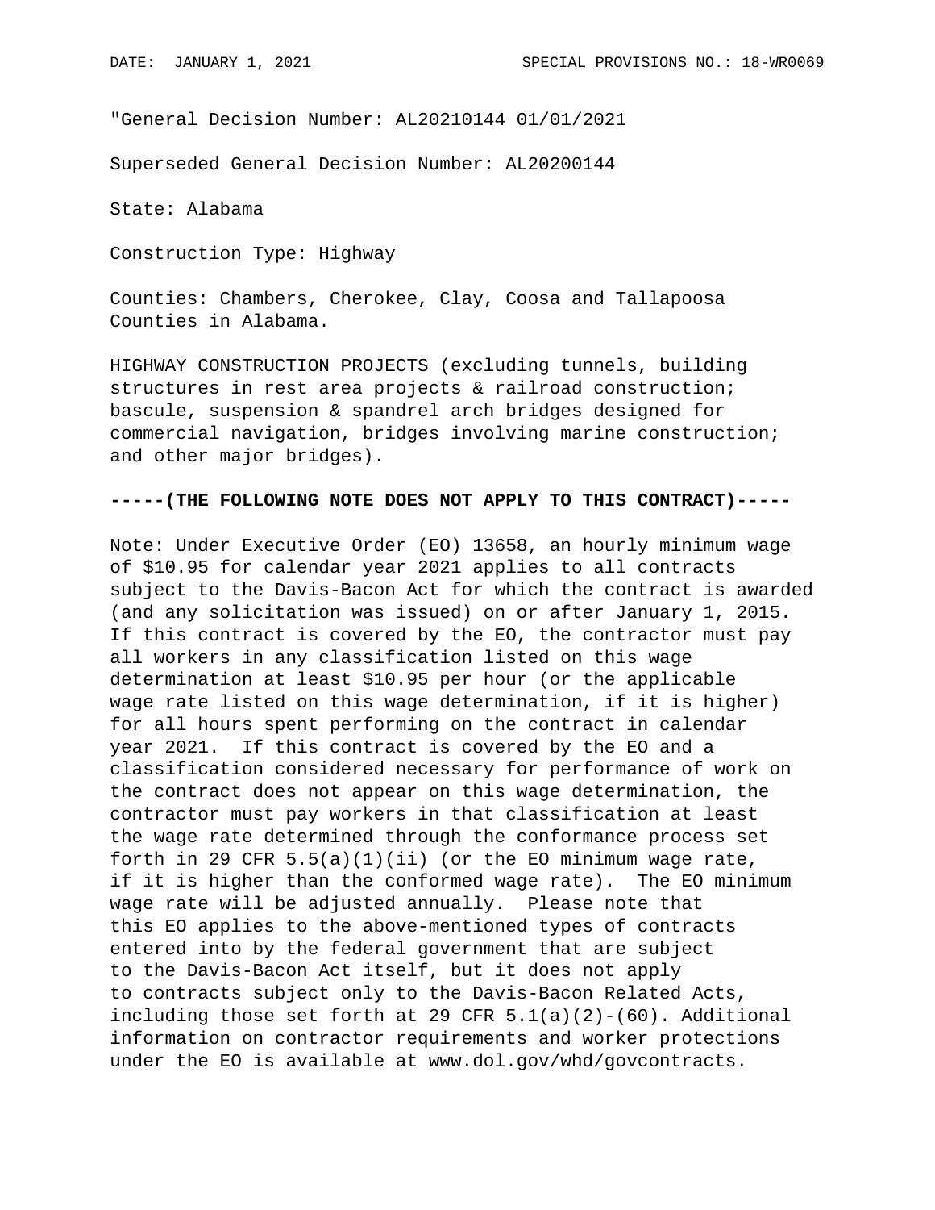"General Decision Number: AL20210144 01/01/2021

Superseded General Decision Number: AL20200144

State: Alabama

Construction Type: Highway

Counties: Chambers, Cherokee, Clay, Coosa and Tallapoosa Counties in Alabama.

HIGHWAY CONSTRUCTION PROJECTS (excluding tunnels, building structures in rest area projects & railroad construction; bascule, suspension & spandrel arch bridges designed for commercial navigation, bridges involving marine construction; and other major bridges).

**-----(THE FOLLOWING NOTE DOES NOT APPLY TO THIS CONTRACT)-----**

Note: Under Executive Order (EO) 13658, an hourly minimum wage of $10.95 for calendar year 2021 applies to all contracts subject to the Davis-Bacon Act for which the contract is awarded (and any solicitation was issued) on or after January 1, 2015. If this contract is covered by the EO, the contractor must pay all workers in any classification listed on this wage determination at least $10.95 per hour (or the applicable wage rate listed on this wage determination, if it is higher) for all hours spent performing on the contract in calendar year 2021. If this contract is covered by the EO and a classification considered necessary for performance of work on the contract does not appear on this wage determination, the contractor must pay workers in that classification at least the wage rate determined through the conformance process set forth in 29 CFR 5.5(a)(1)(ii) (or the EO minimum wage rate, if it is higher than the conformed wage rate). The EO minimum wage rate will be adjusted annually. Please note that this EO applies to the above-mentioned types of contracts entered into by the federal government that are subject to the Davis-Bacon Act itself, but it does not apply to contracts subject only to the Davis-Bacon Related Acts, including those set forth at 29 CFR 5.1(a)(2)-(60). Additional information on contractor requirements and worker protections under the EO is available at www.dol.gov/whd/govcontracts.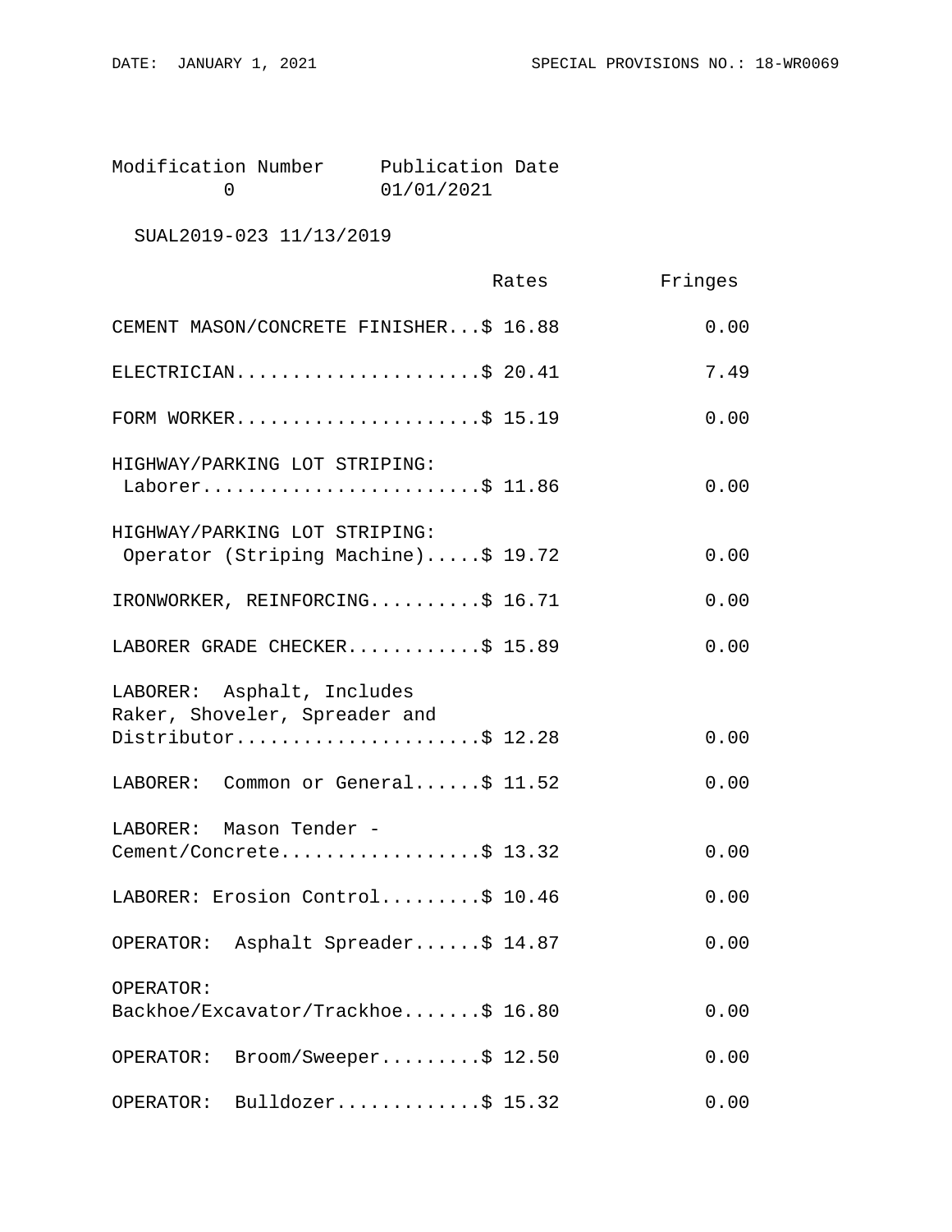Modification Number | Publication Date
---|---
0 | 01/01/2021

SUAL2019-023 11/13/2019

| | Rates | Fringes |
|---|---|---|
| CEMENT MASON/CONCRETE FINISHER | $ 16.88 | 0.00 |
| ELECTRICIAN | $ 20.41 | 7.49 |
| FORM WORKER | $ 15.19 | 0.00 |
| HIGHWAY/PARKING LOT STRIPING: Laborer | $ 11.86 | 0.00 |
| HIGHWAY/PARKING LOT STRIPING: Operator (Striping Machine) | $ 19.72 | 0.00 |
| IRONWORKER, REINFORCING | $ 16.71 | 0.00 |
| LABORER GRADE CHECKER | $ 15.89 | 0.00 |
| LABORER: Asphalt, Includes Raker, Shoveler, Spreader and Distributor | $ 12.28 | 0.00 |
| LABORER: Common or General | $ 11.52 | 0.00 |
| LABORER: Mason Tender - Cement/Concrete | $ 13.32 | 0.00 |
| LABORER: Erosion Control | $ 10.46 | 0.00 |
| OPERATOR: Asphalt Spreader | $ 14.87 | 0.00 |
| OPERATOR: Backhoe/Excavator/Trackhoe | $ 16.80 | 0.00 |
| OPERATOR: Broom/Sweeper | $ 12.50 | 0.00 |
| OPERATOR: Bulldozer | $ 15.32 | 0.00 |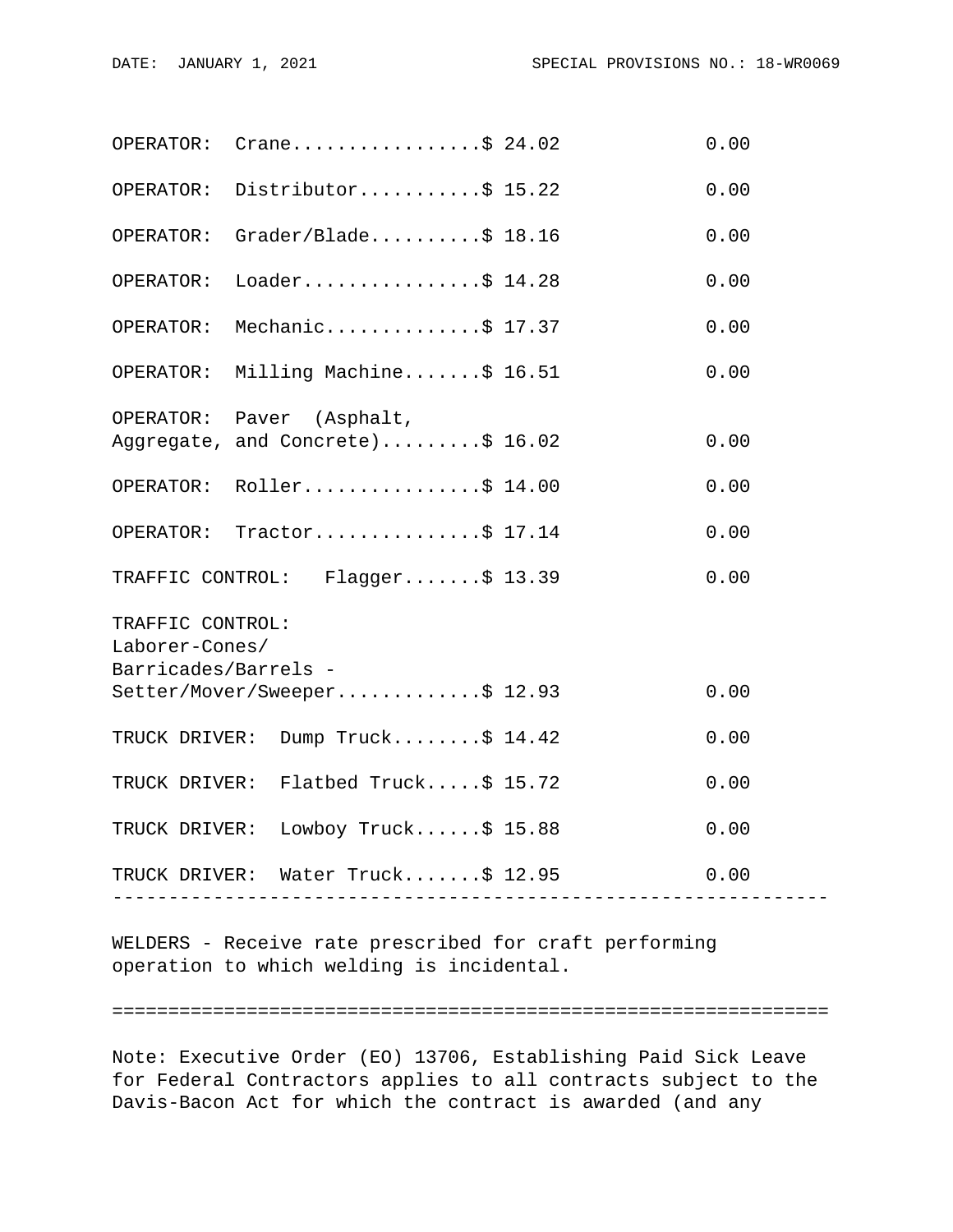| | Rates | Fringes |
|---|---|---|
| OPERATOR: Crane | $ 24.02 | 0.00 |
| OPERATOR: Distributor | $ 15.22 | 0.00 |
| OPERATOR: Grader/Blade | $ 18.16 | 0.00 |
| OPERATOR: Loader | $ 14.28 | 0.00 |
| OPERATOR: Mechanic | $ 17.37 | 0.00 |
| OPERATOR: Milling Machine | $ 16.51 | 0.00 |
| OPERATOR: Paver (Asphalt, Aggregate, and Concrete) | $ 16.02 | 0.00 |
| OPERATOR: Roller | $ 14.00 | 0.00 |
| OPERATOR: Tractor | $ 17.14 | 0.00 |
| TRAFFIC CONTROL: Flagger | $ 13.39 | 0.00 |
| TRAFFIC CONTROL: Laborer-Cones/ Barricades/Barrels - Setter/Mover/Sweeper | $ 12.93 | 0.00 |
| TRUCK DRIVER: Dump Truck | $ 14.42 | 0.00 |
| TRUCK DRIVER: Flatbed Truck | $ 15.72 | 0.00 |
| TRUCK DRIVER: Lowboy Truck | $ 15.88 | 0.00 |
| TRUCK DRIVER: Water Truck | $ 12.95 | 0.00 |

---

WELDERS - Receive rate prescribed for craft performing operation to which welding is incidental.

================================================================

Note: Executive Order (EO) 13706, Establishing Paid Sick Leave for Federal Contractors applies to all contracts subject to the Davis-Bacon Act for which the contract is awarded (and any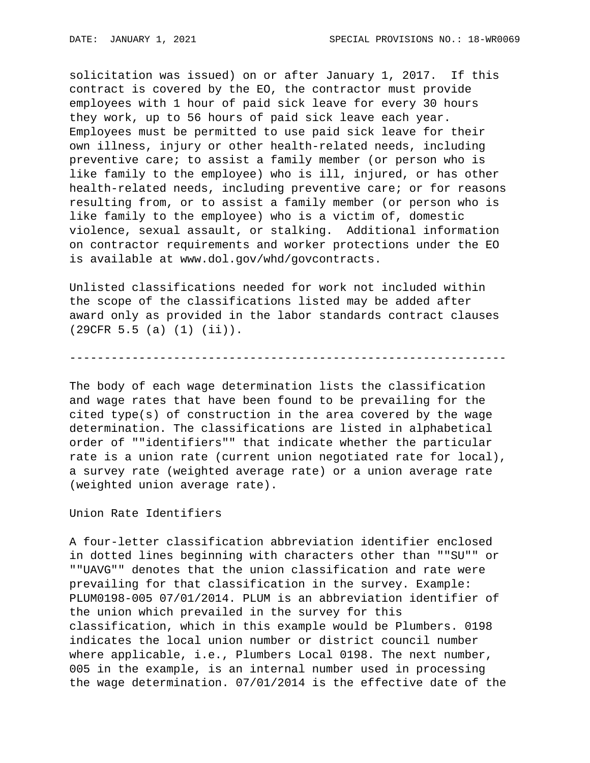solicitation was issued) on or after January 1, 2017. If this contract is covered by the EO, the contractor must provide employees with 1 hour of paid sick leave for every 30 hours they work, up to 56 hours of paid sick leave each year. Employees must be permitted to use paid sick leave for their own illness, injury or other health-related needs, including preventive care; to assist a family member (or person who is like family to the employee) who is ill, injured, or has other health-related needs, including preventive care; or for reasons resulting from, or to assist a family member (or person who is like family to the employee) who is a victim of, domestic violence, sexual assault, or stalking. Additional information on contractor requirements and worker protections under the EO is available at www.dol.gov/whd/govcontracts.

Unlisted classifications needed for work not included within the scope of the classifications listed may be added after award only as provided in the labor standards contract clauses (29CFR 5.5 (a) (1) (ii)).

----------------------------------------------------------------

The body of each wage determination lists the classification and wage rates that have been found to be prevailing for the cited type(s) of construction in the area covered by the wage determination. The classifications are listed in alphabetical order of ""identifiers"" that indicate whether the particular rate is a union rate (current union negotiated rate for local), a survey rate (weighted average rate) or a union average rate (weighted union average rate).

Union Rate Identifiers

A four-letter classification abbreviation identifier enclosed in dotted lines beginning with characters other than ""SU"" or ""UAVG"" denotes that the union classification and rate were prevailing for that classification in the survey. Example: PLUM0198-005 07/01/2014. PLUM is an abbreviation identifier of the union which prevailed in the survey for this classification, which in this example would be Plumbers. 0198 indicates the local union number or district council number where applicable, i.e., Plumbers Local 0198. The next number, 005 in the example, is an internal number used in processing the wage determination. 07/01/2014 is the effective date of the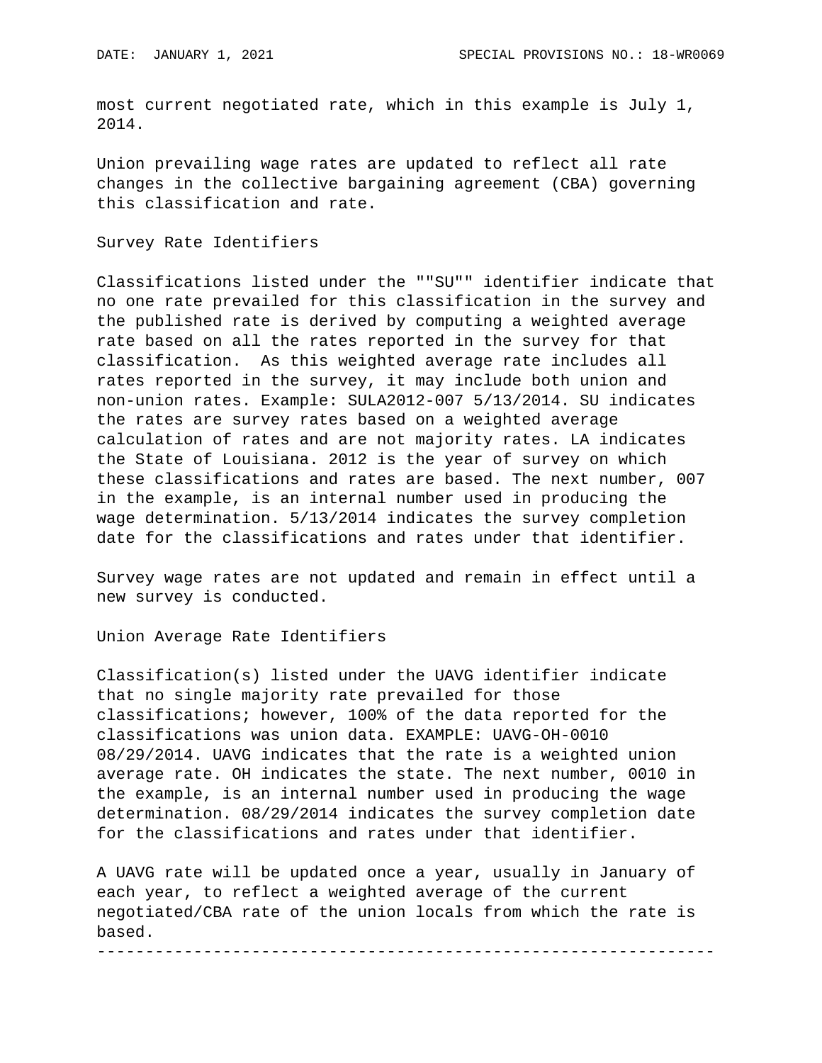most current negotiated rate, which in this example is July 1, 2014.

Union prevailing wage rates are updated to reflect all rate changes in the collective bargaining agreement (CBA) governing this classification and rate.

Survey Rate Identifiers

Classifications listed under the ""SU"" identifier indicate that no one rate prevailed for this classification in the survey and the published rate is derived by computing a weighted average rate based on all the rates reported in the survey for that classification. As this weighted average rate includes all rates reported in the survey, it may include both union and non-union rates. Example: SULA2012-007 5/13/2014. SU indicates the rates are survey rates based on a weighted average calculation of rates and are not majority rates. LA indicates the State of Louisiana. 2012 is the year of survey on which these classifications and rates are based. The next number, 007 in the example, is an internal number used in producing the wage determination. 5/13/2014 indicates the survey completion date for the classifications and rates under that identifier.

Survey wage rates are not updated and remain in effect until a new survey is conducted.

Union Average Rate Identifiers

Classification(s) listed under the UAVG identifier indicate that no single majority rate prevailed for those classifications; however, 100% of the data reported for the classifications was union data. EXAMPLE: UAVG-OH-0010 08/29/2014. UAVG indicates that the rate is a weighted union average rate. OH indicates the state. The next number, 0010 in the example, is an internal number used in producing the wage determination. 08/29/2014 indicates the survey completion date for the classifications and rates under that identifier.

A UAVG rate will be updated once a year, usually in January of each year, to reflect a weighted average of the current negotiated/CBA rate of the union locals from which the rate is based.

----------------------------------------------------------------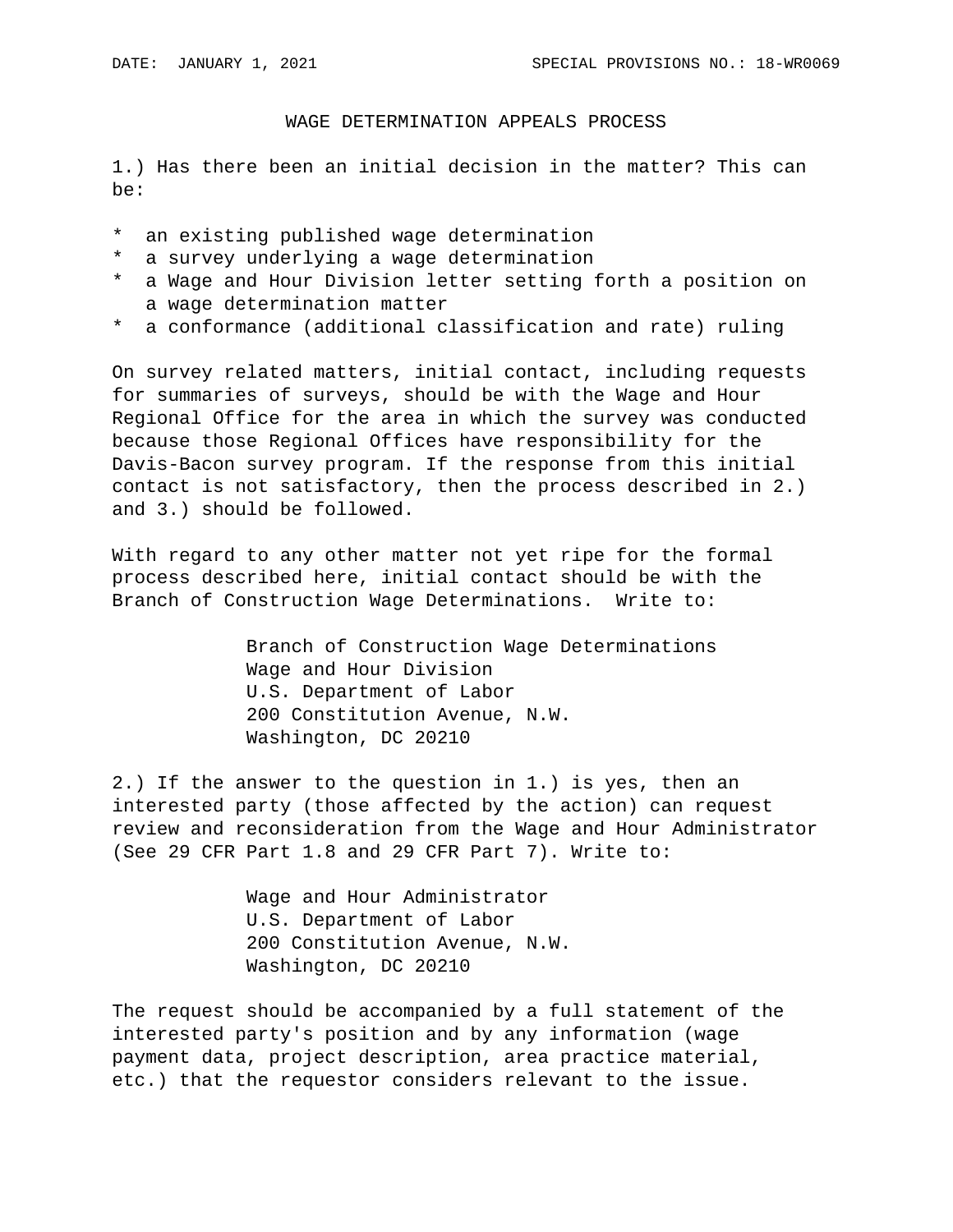DATE: JANUARY 1, 2021 SPECIAL PROVISIONS NO.: 18-WR0069

# WAGE DETERMINATION APPEALS PROCESS

1.) Has there been an initial decision in the matter? This can be:

* an existing published wage determination
* a survey underlying a wage determination
* a Wage and Hour Division letter setting forth a position on a wage determination matter
* a conformance (additional classification and rate) ruling

On survey related matters, initial contact, including requests for summaries of surveys, should be with the Wage and Hour Regional Office for the area in which the survey was conducted because those Regional Offices have responsibility for the Davis-Bacon survey program. If the response from this initial contact is not satisfactory, then the process described in 2.) and 3.) should be followed.

With regard to any other matter not yet ripe for the formal process described here, initial contact should be with the Branch of Construction Wage Determinations. Write to:

Branch of Construction Wage Determinations
Wage and Hour Division
U.S. Department of Labor
200 Constitution Avenue, N.W.
Washington, DC 20210

2.) If the answer to the question in 1.) is yes, then an interested party (those affected by the action) can request review and reconsideration from the Wage and Hour Administrator (See 29 CFR Part 1.8 and 29 CFR Part 7). Write to:

Wage and Hour Administrator
U.S. Department of Labor
200 Constitution Avenue, N.W.
Washington, DC 20210

The request should be accompanied by a full statement of the interested party's position and by any information (wage payment data, project description, area practice material, etc.) that the requestor considers relevant to the issue.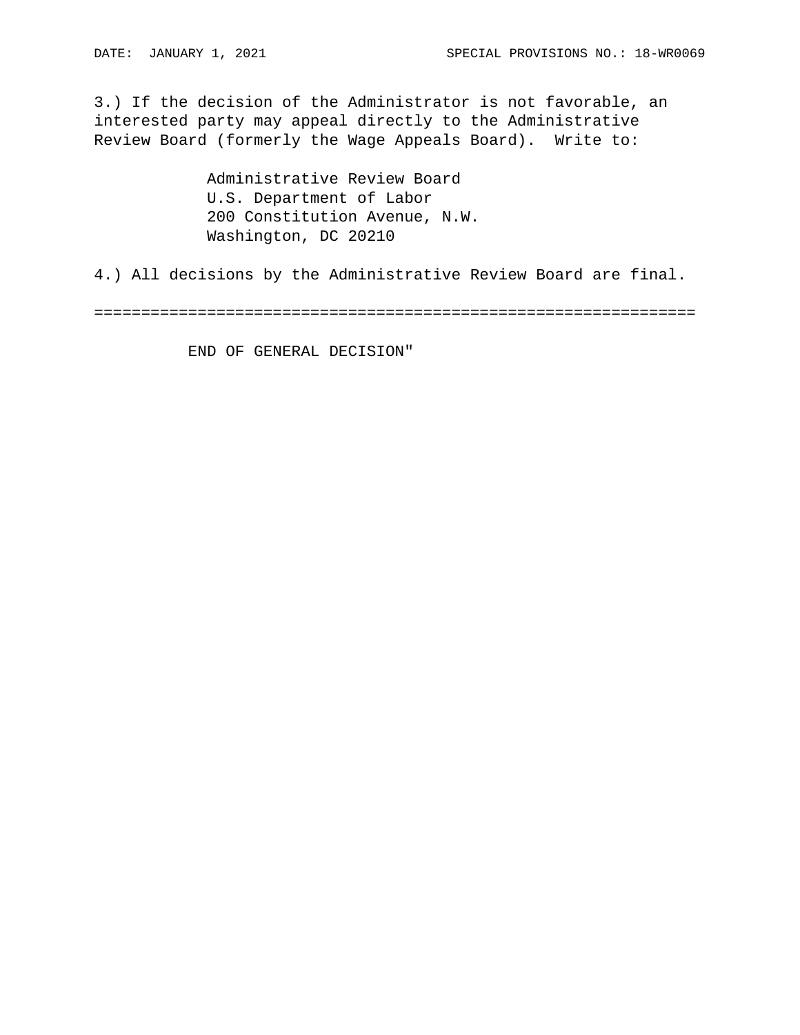3.) If the decision of the Administrator is not favorable, an interested party may appeal directly to the Administrative Review Board (formerly the Wage Appeals Board). Write to:

Administrative Review Board
U.S. Department of Labor
200 Constitution Avenue, N.W.
Washington, DC 20210

4.) All decisions by the Administrative Review Board are final.

================================================================

END OF GENERAL DECISION"